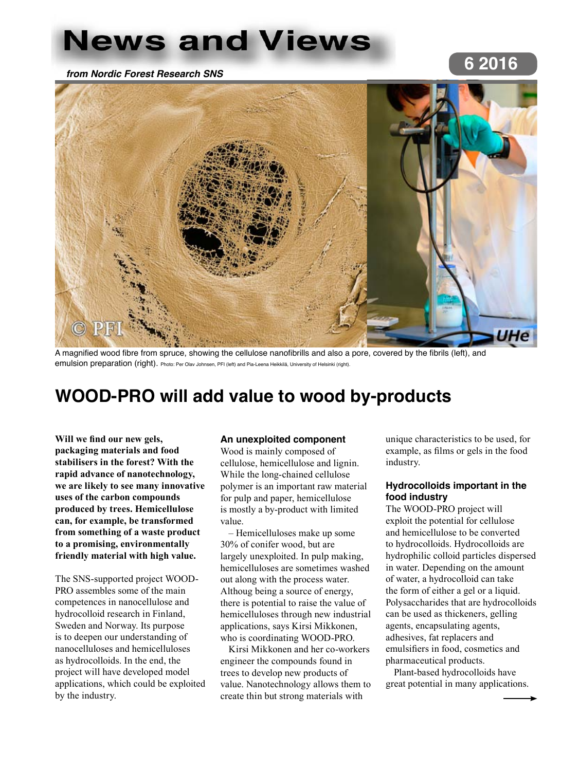# News and Views

*from Nordic Forest Research SNS*

6 2016

A magnified wood fibre from spruce, showing the cellulose nanofibrills and also a pore, covered by the fibrils (left), and emulsion preparation (right). Photo: Per Olav Johnsen, PFI (left) and Pia-Leena Heikkilä, University of Helsinki (right).

# WOOD-PRO will add value to wood by-products

**Will we find our new gels, packaging materials and food stabilisers in the forest? With the rapid advance of nanotechnology, we are likely to see many innovative uses of the carbon compounds produced by trees. Hemicellulose can, for example, be transformed from something of a waste product to a promising, environmentally friendly material with high value.**

The SNS-supported project WOOD-PRO assembles some of the main competences in nanocellulose and hydrocolloid research in Finland, Sweden and Norway. Its purpose is to deepen our understanding of nanocelluloses and hemicelluloses as hydrocolloids. In the end, the project will have developed model applications, which could be exploited by the industry.

### An unexploited component

Wood is mainly composed of cellulose, hemicellulose and lignin. While the long-chained cellulose polymer is an important raw material for pulp and paper, hemicellulose is mostly a by-product with limited value.

– Hemicelluloses make up some 30% of conifer wood, but are largely unexploited. In pulp making, hemicelluloses are sometimes washed out along with the process water. Althoug being a source of energy, there is potential to raise the value of hemicelluloses through new industrial applications, says Kirsi Mikkonen, who is coordinating WOOD-PRO.

Kirsi Mikkonen and her co-workers engineer the compounds found in trees to develop new products of value. Nanotechnology allows them to create thin but strong materials with unique characteristics to be used, for example, as films or gels in the food industry.

### Hydrocolloids important in the food industry

The WOOD-PRO project will exploit the potential for cellulose and hemicellulose to be converted to hydrocolloids. Hydrocolloids are hydrophilic colloid particles dispersed in water. Depending on the amount of water, a hydrocolloid can take the form of either a gel or a liquid. Polysaccharides that are hydrocolloids can be used as thickeners, gelling agents, encapsulating agents, adhesives, fat replacers and emulsifiers in food, cosmetics and pharmaceutical products.

Plant-based hydrocolloids have great potential in many applications.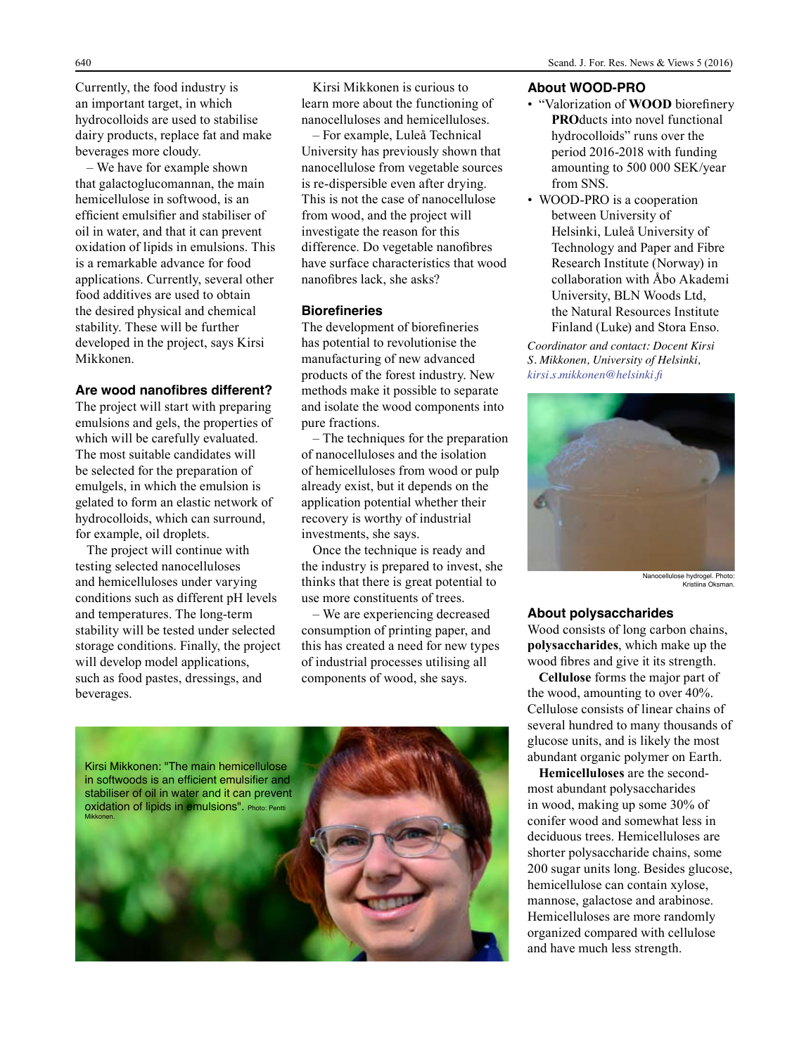Currently, the food industry is an important target, in which hydrocolloids are used to stabilise dairy products, replace fat and make beverages more cloudy.

– We have for example shown that galactoglucomannan, the main hemicellulose in softwood, is an efficient emulsifier and stabiliser of oil in water, and that it can prevent oxidation of lipids in emulsions. This is a remarkable advance for food applications. Currently, several other food additives are used to obtain the desired physical and chemical stability. These will be further developed in the project, says Kirsi Mikkonen.

### Are wood nanofibres different?

The project will start with preparing emulsions and gels, the properties of which will be carefully evaluated. The most suitable candidates will be selected for the preparation of emulgels, in which the emulsion is gelated to form an elastic network of hydrocolloids, which can surround, for example, oil droplets.

The project will continue with testing selected nanocelluloses and hemicelluloses under varying conditions such as different pH levels and temperatures. The long-term stability will be tested under selected storage conditions. Finally, the project will develop model applications, such as food pastes, dressings, and beverages.

Kirsi Mikkonen is curious to learn more about the functioning of nanocelluloses and hemicelluloses.

– For example, Luleå Technical University has previously shown that nanocellulose from vegetable sources is re-dispersible even after drying. This is not the case of nanocellulose from wood, and the project will investigate the reason for this difference. Do vegetable nanofibres have surface characteristics that wood nanofibres lack, she asks?

### Biorefineries

The development of biorefineries has potential to revolutionise the manufacturing of new advanced products of the forest industry. New methods make it possible to separate and isolate the wood components into pure fractions.

– The techniques for the preparation of nanocelluloses and the isolation of hemicelluloses from wood or pulp already exist, but it depends on the application potential whether their recovery is worthy of industrial investments, she says.

Once the technique is ready and the industry is prepared to invest, she thinks that there is great potential to use more constituents of trees.

– We are experiencing decreased consumption of printing paper, and this has created a need for new types of industrial processes utilising all components of wood, she says.

Kirsi Mikkonen: "The main hemicellulose in softwoods is an efficient emulsifier and stabiliser of oil in water and it can prevent oxidation of lipids in emulsions". Photo: Pentti Mikkonen.

### About WOOD-PRO

- "Valorization of **WOOD** biorefinery **PRO**ducts into novel functional hydrocolloids" runs over the period 2016-2018 with funding amounting to 500 000 SEK/year from SNS.
- WOOD-PRO is a cooperation between University of Helsinki, Luleå University of Technology and Paper and Fibre Research Institute (Norway) in collaboration with Åbo Akademi University, BLN Woods Ltd, the Natural Resources Institute Finland (Luke) and Stora Enso.

*Coordinator and contact: Docent Kirsi S. Mikkonen, University of Helsinki, kirsi.s.mikkonen@helsinki.fi*

Nanocellulose hydrogel. Photo: Kristiina Oksman.

### About polysaccharides

Wood consists of long carbon chains, **polysaccharides**, which make up the wood fibres and give it its strength.

**Cellulose** forms the major part of the wood, amounting to over 40%. Cellulose consists of linear chains of several hundred to many thousands of glucose units, and is likely the most abundant organic polymer on Earth.

**Hemicelluloses** are the second-most abundant polysaccharides in wood, making up some 30% of conifer wood and somewhat less in deciduous trees. Hemicelluloses are shorter polysaccharide chains, some 200 sugar units long. Besides glucose, hemicellulose can contain xylose, mannose, galactose and arabinose. Hemicelluloses are more randomly organized compared with cellulose and have much less strength.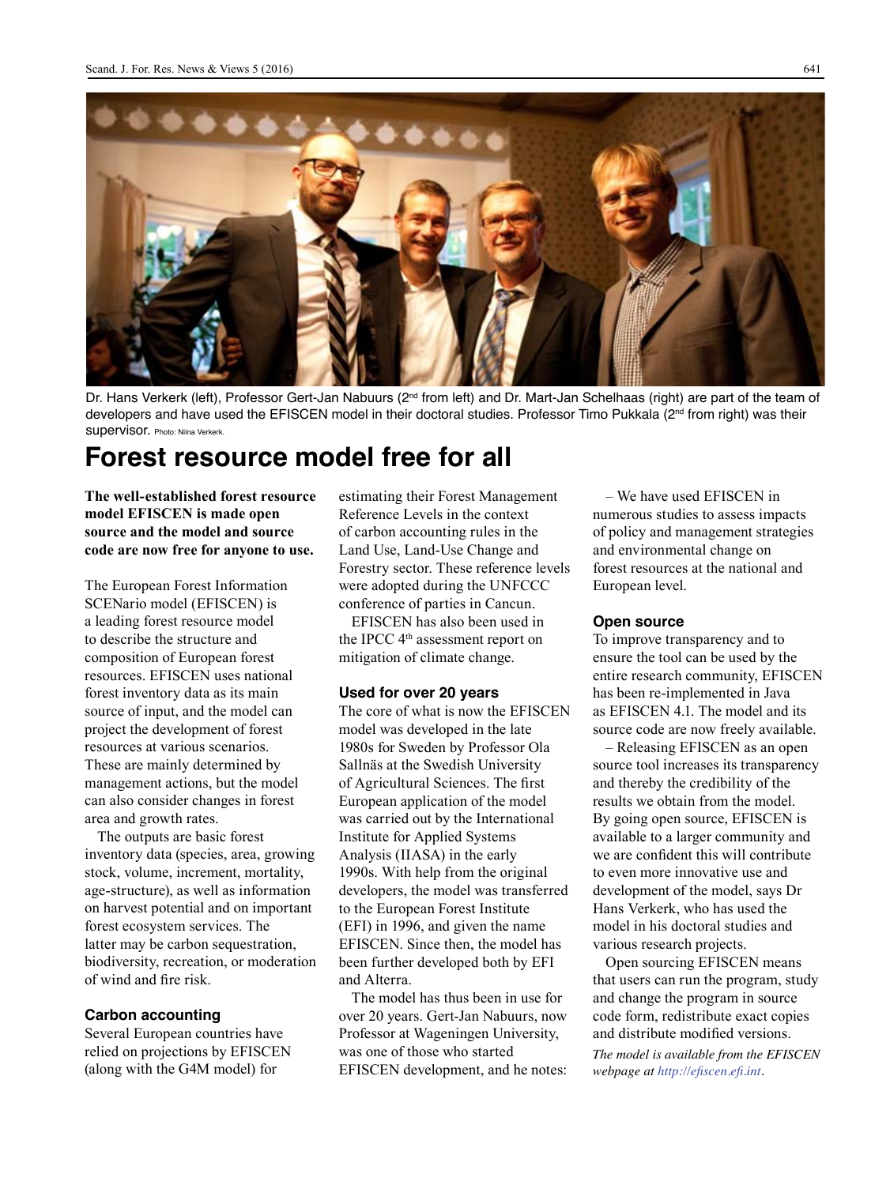Dr. Hans Verkerk (left), Professor Gert-Jan Nabuurs (2nd from left) and Dr. Mart-Jan Schelhaas (right) are part of the team of developers and have used the EFISCEN model in their doctoral studies. Professor Timo Pukkala (2nd from right) was their supervisor. Photo: Niina Verkerk.

# Forest resource model free for all

**The well-established forest resource model EFISCEN is made open source and the model and source code are now free for anyone to use.**

The European Forest Information SCENario model (EFISCEN) is a leading forest resource model to describe the structure and composition of European forest resources. EFISCEN uses national forest inventory data as its main source of input, and the model can project the development of forest resources at various scenarios. These are mainly determined by management actions, but the model can also consider changes in forest area and growth rates.

The outputs are basic forest inventory data (species, area, growing stock, volume, increment, mortality, age-structure), as well as information on harvest potential and on important forest ecosystem services. The latter may be carbon sequestration, biodiversity, recreation, or moderation of wind and fire risk.

### Carbon accounting

Several European countries have relied on projections by EFISCEN (along with the G4M model) for estimating their Forest Management Reference Levels in the context of carbon accounting rules in the Land Use, Land-Use Change and Forestry sector. These reference levels were adopted during the UNFCCC conference of parties in Cancun.

EFISCEN has also been used in the IPCC 4th assessment report on mitigation of climate change.

### Used for over 20 years

The core of what is now the EFISCEN model was developed in the late 1980s for Sweden by Professor Ola Sallnäs at the Swedish University of Agricultural Sciences. The first European application of the model was carried out by the International Institute for Applied Systems Analysis (IIASA) in the early 1990s. With help from the original developers, the model was transferred to the European Forest Institute (EFI) in 1996, and given the name EFISCEN. Since then, the model has been further developed both by EFI and Alterra.

The model has thus been in use for over 20 years. Gert-Jan Nabuurs, now Professor at Wageningen University, was one of those who started EFISCEN development, and he notes:

– We have used EFISCEN in numerous studies to assess impacts of policy and management strategies and environmental change on forest resources at the national and European level.

### Open source

To improve transparency and to ensure the tool can be used by the entire research community, EFISCEN has been re-implemented in Java as EFISCEN 4.1. The model and its source code are now freely available.

– Releasing EFISCEN as an open source tool increases its transparency and thereby the credibility of the results we obtain from the model. By going open source, EFISCEN is available to a larger community and we are confident this will contribute to even more innovative use and development of the model, says Dr Hans Verkerk, who has used the model in his doctoral studies and various research projects.

Open sourcing EFISCEN means that users can run the program, study and change the program in source code form, redistribute exact copies and distribute modified versions.

*The model is available from the EFISCEN webpage at http://efiscen.efi.int.*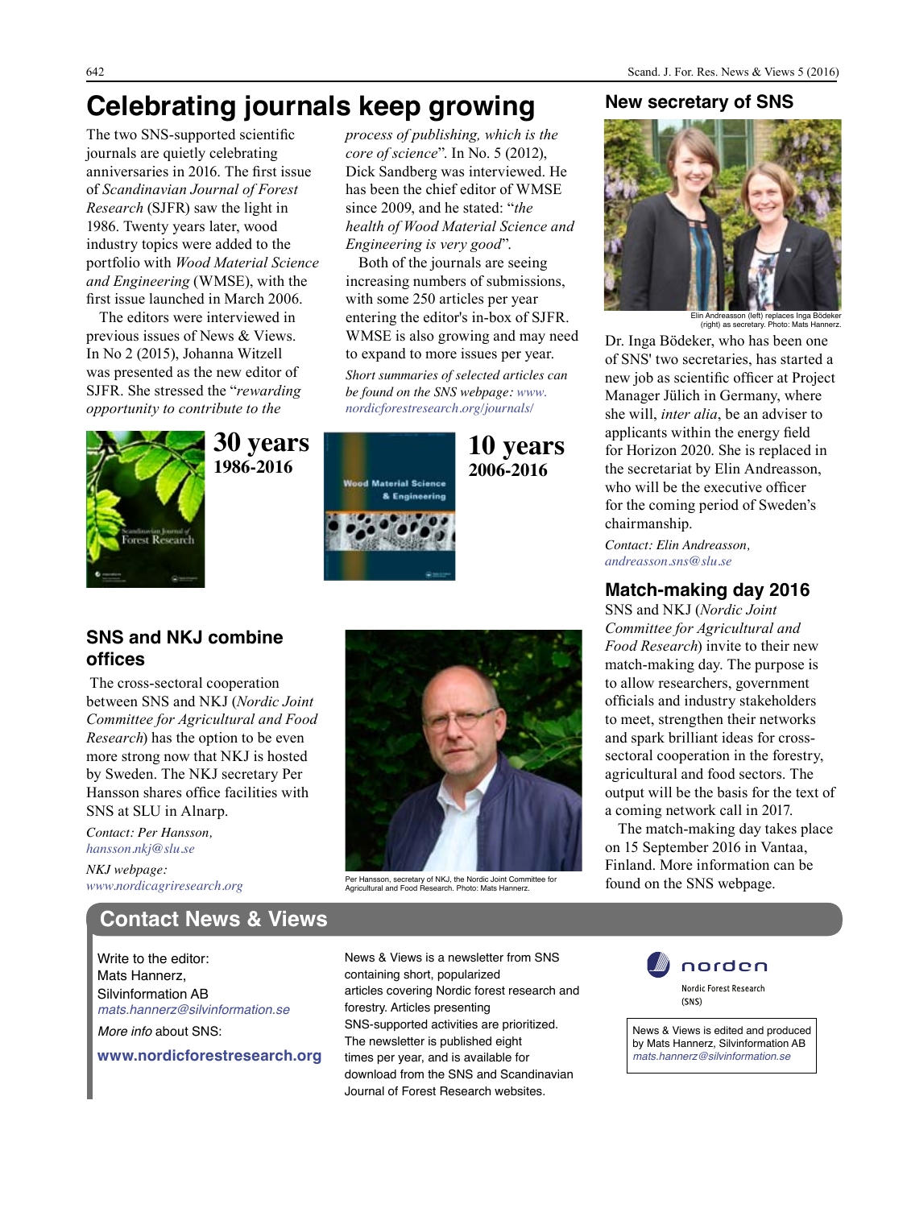# Celebrating journals keep growing

The two SNS-supported scientific journals are quietly celebrating anniversaries in 2016. The first issue of *Scandinavian Journal of Forest Research* (SJFR) saw the light in 1986. Twenty years later, wood industry topics were added to the portfolio with *Wood Material Science and Engineering* (WMSE), with the first issue launched in March 2006.

The editors were interviewed in previous issues of News & Views. In No 2 (2015), Johanna Witzell was presented as the new editor of SJFR. She stressed the "*rewarding opportunity to contribute to the process of publishing, which is the core of science*". In No. 5 (2012), Dick Sandberg was interviewed. He has been the chief editor of WMSE since 2009, and he stated: "*the health of Wood Material Science and Engineering is very good*".

Both of the journals are seeing increasing numbers of submissions, with some 250 articles per year entering the editor's in-box of SJFR. WMSE is also growing and may need to expand to more issues per year.

*Short summaries of selected articles can be found on the SNS webpage: www.nordicforestresearch.org/journals/*

**30 years**
**1986-2016**

**10 years**
**2006-2016**

## SNS and NKJ combine offices

The cross-sectoral cooperation between SNS and NKJ (*Nordic Joint Committee for Agricultural and Food Research*) has the option to be even more strong now that NKJ is hosted by Sweden. The NKJ secretary Per Hansson shares office facilities with SNS at SLU in Alnarp.

*Contact: Per Hansson, hansson.nkj@slu.se*

*NKJ webpage: www.nordicagriresearch.org*

Per Hansson, secretary of NKJ, the Nordic Joint Committee for Agricultural and Food Research. Photo: Mats Hannerz.

## New secretary of SNS

Elin Andreasson (left) replaces Inga Bödeker (right) as secretary. Photo: Mats Hannerz.

Dr. Inga Bödeker, who has been one of SNS' two secretaries, has started a new job as scientific officer at Project Manager Jülich in Germany, where she will, *inter alia*, be an adviser to applicants within the energy field for Horizon 2020. She is replaced in the secretariat by Elin Andreasson, who will be the executive officer for the coming period of Sweden's chairmanship.

*Contact: Elin Andreasson, andreasson.sns@slu.se*

## Match-making day 2016

SNS and NKJ (*Nordic Joint Committee for Agricultural and Food Research*) invite to their new match-making day. The purpose is to allow researchers, government officials and industry stakeholders to meet, strengthen their networks and spark brilliant ideas for cross-sectoral cooperation in the forestry, agricultural and food sectors. The output will be the basis for the text of a coming network call in 2017.

The match-making day takes place on 15 September 2016 in Vantaa, Finland. More information can be found on the SNS webpage.

## Contact News & Views

Write to the editor:
Mats Hannerz,
Silvinformation AB
*mats.hannerz@silvinformation.se*

*More info* about SNS:

**www.nordicforestresearch.org**

News & Views is a newsletter from SNS containing short, popularized articles covering Nordic forest research and forestry. Articles presenting SNS-supported activities are prioritized. The newsletter is published eight times per year, and is available for download from the SNS and Scandinavian Journal of Forest Research websites.

norden
Nordic Forest Research (SNS)

News & Views is edited and produced by Mats Hannerz, Silvinformation AB
*mats.hannerz@silvinformation.se*